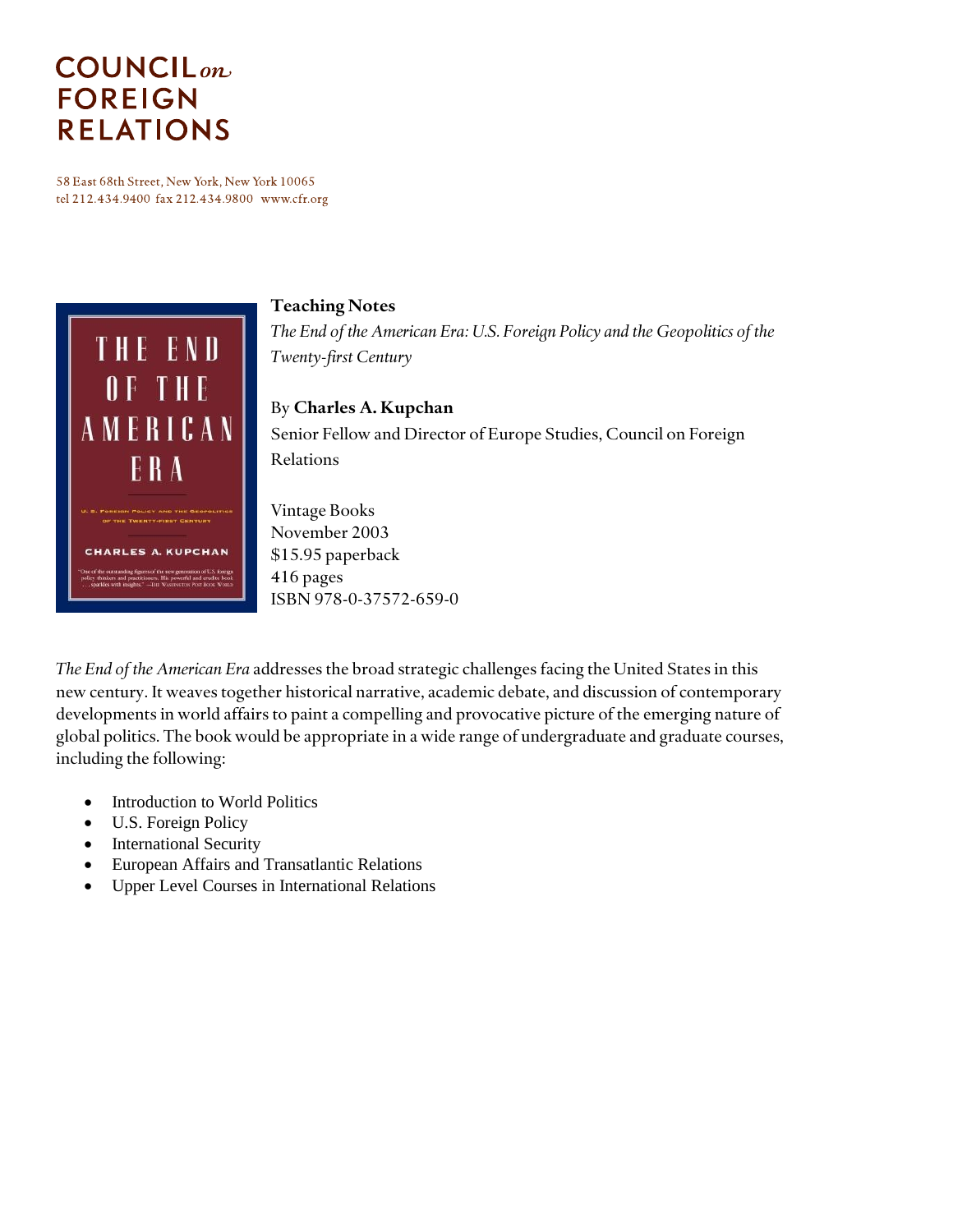# COUNCIL *on* FOREIGN RELATIONS

58 East 68th Street, New York, New York 10065
tel 212.434.9400 fax 212.434.9800 www.cfr.org

**Teaching Notes**
*The End of the American Era: U.S. Foreign Policy and the Geopolitics of the Twenty-first Century*

By **Charles A. Kupchan**
Senior Fellow and Director of Europe Studies, Council on Foreign Relations

Vintage Books
November 2003
$15.95 paperback
416 pages
ISBN 978-0-37572-659-0

*The End of the American Era* addresses the broad strategic challenges facing the United States in this new century. It weaves together historical narrative, academic debate, and discussion of contemporary developments in world affairs to paint a compelling and provocative picture of the emerging nature of global politics. The book would be appropriate in a wide range of undergraduate and graduate courses, including the following:

- Introduction to World Politics
- U.S. Foreign Policy
- International Security
- European Affairs and Transatlantic Relations
- Upper Level Courses in International Relations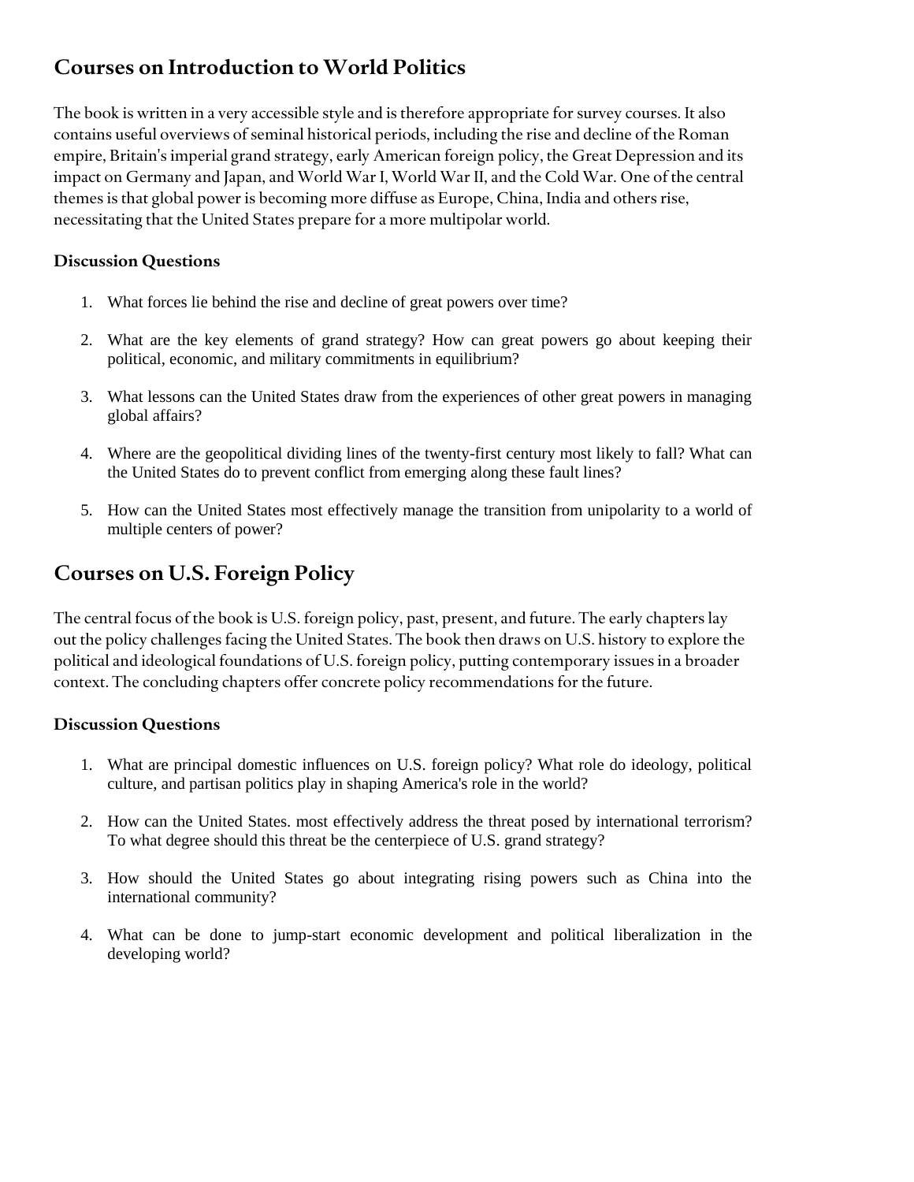## Courses on Introduction to World Politics

The book is written in a very accessible style and is therefore appropriate for survey courses. It also contains useful overviews of seminal historical periods, including the rise and decline of the Roman empire, Britain's imperial grand strategy, early American foreign policy, the Great Depression and its impact on Germany and Japan, and World War I, World War II, and the Cold War. One of the central themes is that global power is becoming more diffuse as Europe, China, India and others rise, necessitating that the United States prepare for a more multipolar world.

### Discussion Questions

1. What forces lie behind the rise and decline of great powers over time?
2. What are the key elements of grand strategy? How can great powers go about keeping their political, economic, and military commitments in equilibrium?
3. What lessons can the United States draw from the experiences of other great powers in managing global affairs?
4. Where are the geopolitical dividing lines of the twenty-first century most likely to fall? What can the United States do to prevent conflict from emerging along these fault lines?
5. How can the United States most effectively manage the transition from unipolarity to a world of multiple centers of power?

## Courses on U.S. Foreign Policy

The central focus of the book is U.S. foreign policy, past, present, and future. The early chapters lay out the policy challenges facing the United States. The book then draws on U.S. history to explore the political and ideological foundations of U.S. foreign policy, putting contemporary issues in a broader context. The concluding chapters offer concrete policy recommendations for the future.

### Discussion Questions

1. What are principal domestic influences on U.S. foreign policy? What role do ideology, political culture, and partisan politics play in shaping America's role in the world?
2. How can the United States. most effectively address the threat posed by international terrorism? To what degree should this threat be the centerpiece of U.S. grand strategy?
3. How should the United States go about integrating rising powers such as China into the international community?
4. What can be done to jump-start economic development and political liberalization in the developing world?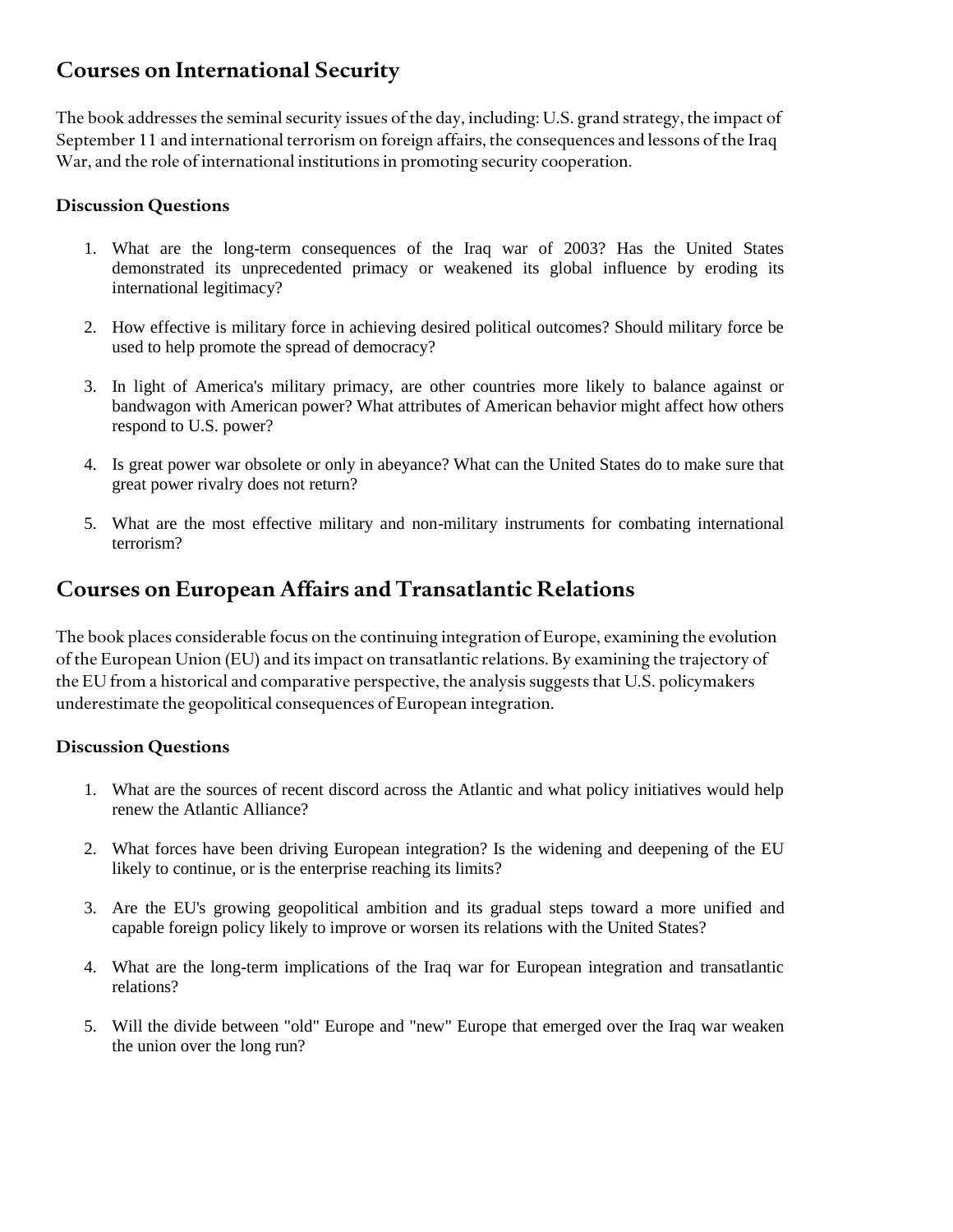## Courses on International Security

The book addresses the seminal security issues of the day, including: U.S. grand strategy, the impact of September 11 and international terrorism on foreign affairs, the consequences and lessons of the Iraq War, and the role of international institutions in promoting security cooperation.

### Discussion Questions

1. What are the long-term consequences of the Iraq war of 2003? Has the United States demonstrated its unprecedented primacy or weakened its global influence by eroding its international legitimacy?
2. How effective is military force in achieving desired political outcomes? Should military force be used to help promote the spread of democracy?
3. In light of America's military primacy, are other countries more likely to balance against or bandwagon with American power? What attributes of American behavior might affect how others respond to U.S. power?
4. Is great power war obsolete or only in abeyance? What can the United States do to make sure that great power rivalry does not return?
5. What are the most effective military and non-military instruments for combating international terrorism?

## Courses on European Affairs and Transatlantic Relations

The book places considerable focus on the continuing integration of Europe, examining the evolution of the European Union (EU) and its impact on transatlantic relations. By examining the trajectory of the EU from a historical and comparative perspective, the analysis suggests that U.S. policymakers underestimate the geopolitical consequences of European integration.

### Discussion Questions

1. What are the sources of recent discord across the Atlantic and what policy initiatives would help renew the Atlantic Alliance?
2. What forces have been driving European integration? Is the widening and deepening of the EU likely to continue, or is the enterprise reaching its limits?
3. Are the EU's growing geopolitical ambition and its gradual steps toward a more unified and capable foreign policy likely to improve or worsen its relations with the United States?
4. What are the long-term implications of the Iraq war for European integration and transatlantic relations?
5. Will the divide between "old" Europe and "new" Europe that emerged over the Iraq war weaken the union over the long run?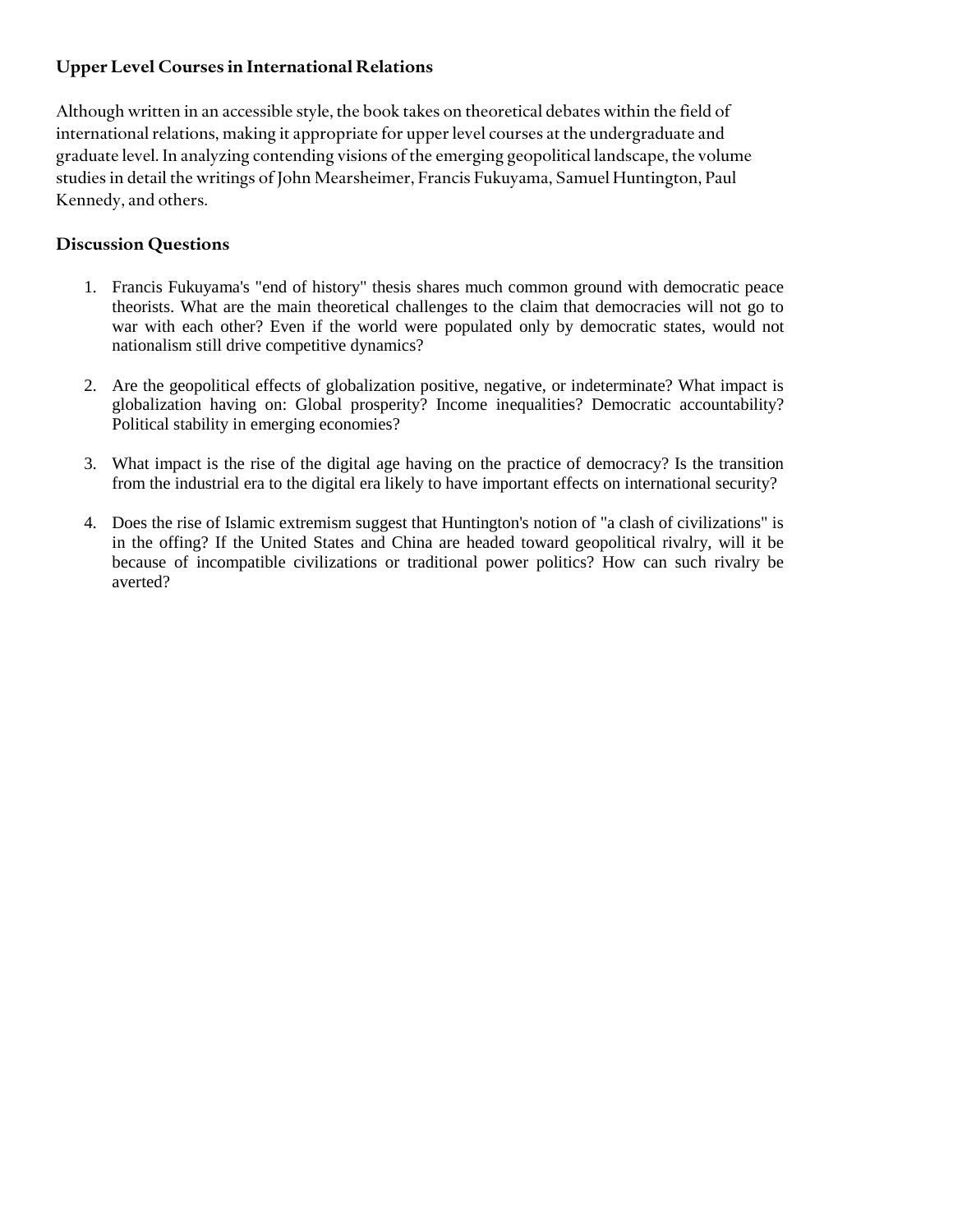## Upper Level Courses in International Relations

Although written in an accessible style, the book takes on theoretical debates within the field of international relations, making it appropriate for upper level courses at the undergraduate and graduate level. In analyzing contending visions of the emerging geopolitical landscape, the volume studies in detail the writings of John Mearsheimer, Francis Fukuyama, Samuel Huntington, Paul Kennedy, and others.

## Discussion Questions

1. Francis Fukuyama's "end of history" thesis shares much common ground with democratic peace theorists. What are the main theoretical challenges to the claim that democracies will not go to war with each other? Even if the world were populated only by democratic states, would not nationalism still drive competitive dynamics?

2. Are the geopolitical effects of globalization positive, negative, or indeterminate? What impact is globalization having on: Global prosperity? Income inequalities? Democratic accountability? Political stability in emerging economies?

3. What impact is the rise of the digital age having on the practice of democracy? Is the transition from the industrial era to the digital era likely to have important effects on international security?

4. Does the rise of Islamic extremism suggest that Huntington's notion of "a clash of civilizations" is in the offing? If the United States and China are headed toward geopolitical rivalry, will it be because of incompatible civilizations or traditional power politics? How can such rivalry be averted?